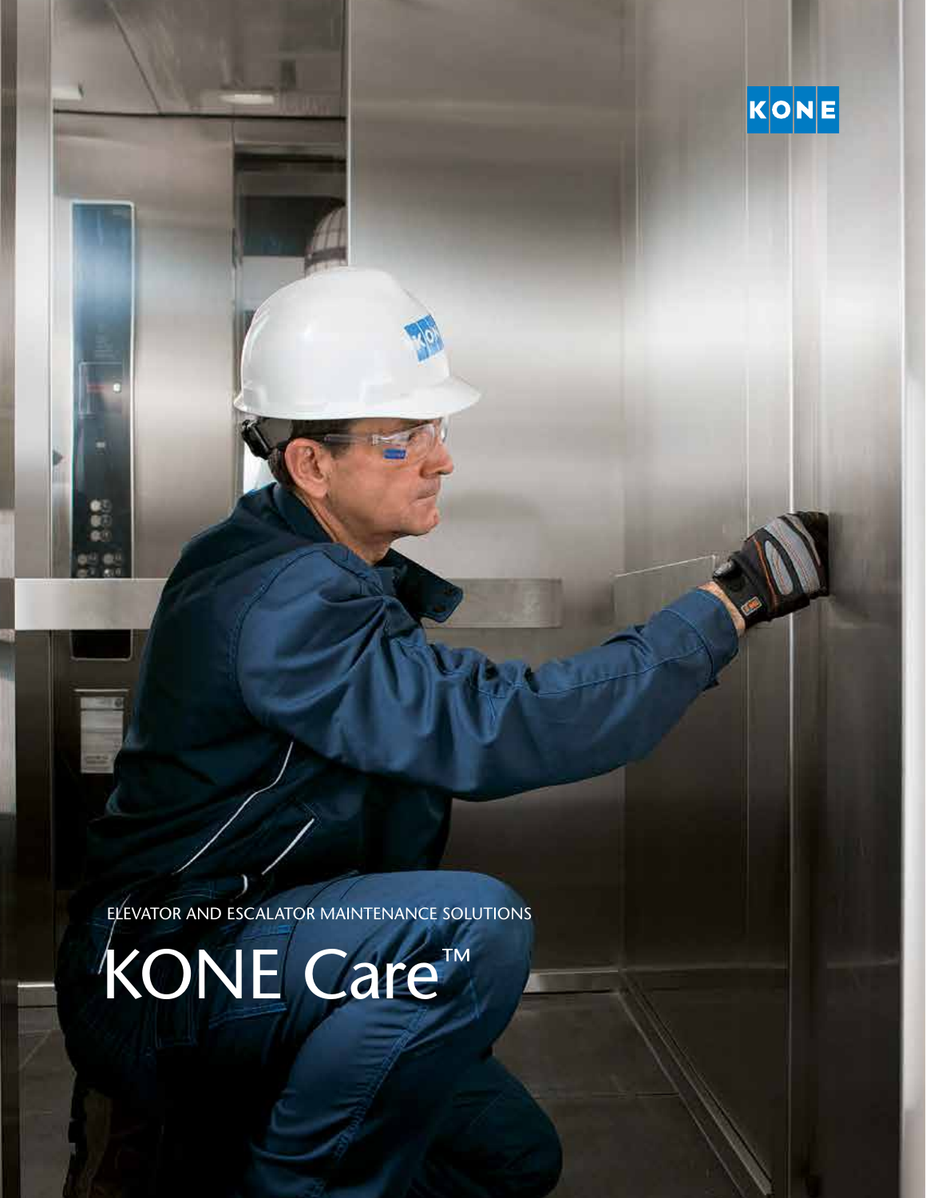KONE

ELEVATOR AND ESCALATOR MAINTENANCE SOLUTIONS

# KONE Care™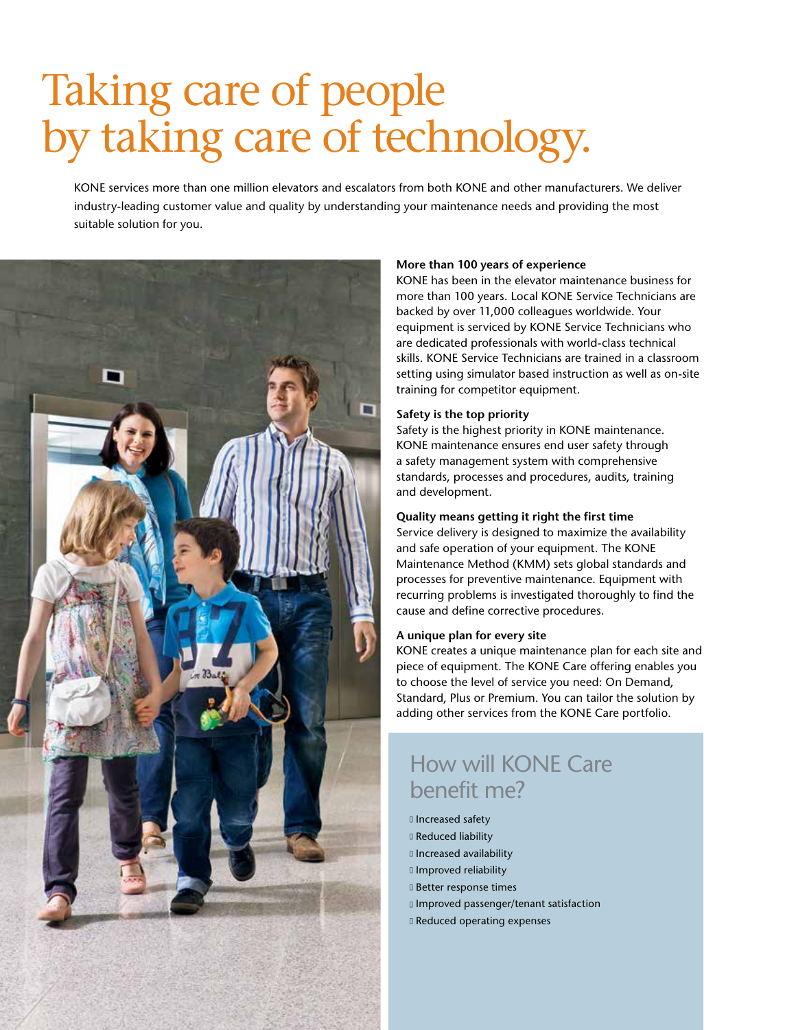# Taking care of people by taking care of technology.

KONE services more than one million elevators and escalators from both KONE and other manufacturers. We deliver industry-leading customer value and quality by understanding your maintenance needs and providing the most suitable solution for you.

**More than 100 years of experience**

KONE has been in the elevator maintenance business for more than 100 years. Local KONE Service Technicians are backed by over 11,000 colleagues worldwide. Your equipment is serviced by KONE Service Technicians who are dedicated professionals with world-class technical skills. KONE Service Technicians are trained in a classroom setting using simulator based instruction as well as on-site training for competitor equipment.

**Safety is the top priority**

Safety is the highest priority in KONE maintenance. KONE maintenance ensures end user safety through a safety management system with comprehensive standards, processes and procedures, audits, training and development.

**Quality means getting it right the first time**

Service delivery is designed to maximize the availability and safe operation of your equipment. The KONE Maintenance Method (KMM) sets global standards and processes for preventive maintenance. Equipment with recurring problems is investigated thoroughly to find the cause and define corrective procedures.

**A unique plan for every site**

KONE creates a unique maintenance plan for each site and piece of equipment. The KONE Care offering enables you to choose the level of service you need: On Demand, Standard, Plus or Premium. You can tailor the solution by adding other services from the KONE Care portfolio.

## How will KONE Care benefit me?

- Increased safety
- Reduced liability
- Increased availability
- Improved reliability
- Better response times
- Improved passenger/tenant satisfaction
- Reduced operating expenses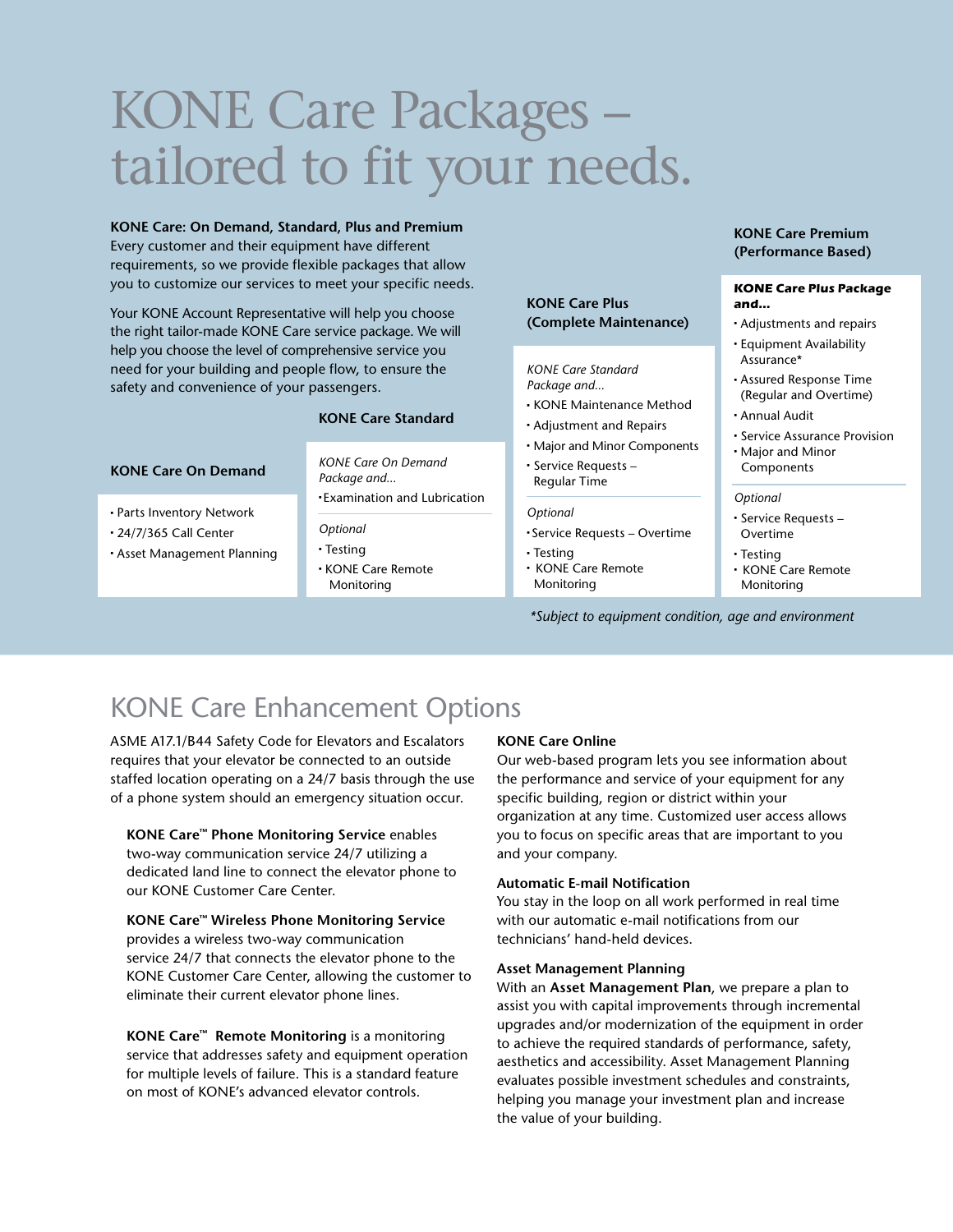# KONE Care Packages – tailored to fit your needs.

**KONE Care: On Demand, Standard, Plus and Premium**
Every customer and their equipment have different requirements, so we provide flexible packages that allow you to customize our services to meet your specific needs.

Your KONE Account Representative will help you choose the right tailor-made KONE Care service package. We will help you choose the level of comprehensive service you need for your building and people flow, to ensure the safety and convenience of your passengers.

### KONE Care On Demand

- Parts Inventory Network
- 24/7/365 Call Center
- Asset Management Planning

### KONE Care Standard

*KONE Care On Demand Package and...*

- Examination and Lubrication

*Optional*

- Testing
- KONE Care Remote Monitoring

### KONE Care Plus (Complete Maintenance)

*KONE Care Standard Package and...*

- KONE Maintenance Method
- Adjustment and Repairs
- Major and Minor Components
- Service Requests – Regular Time

*Optional*

- Service Requests – Overtime
- Testing
- KONE Care Remote Monitoring

### KONE Care Premium (Performance Based)

**KONE Care Plus Package and...**

- Adjustments and repairs
- Equipment Availability Assurance*
- Assured Response Time (Regular and Overtime)
- Annual Audit
- Service Assurance Provision
- Major and Minor Components

*Optional*

- Service Requests – Overtime
- Testing
- KONE Care Remote Monitoring

*\*Subject to equipment condition, age and environment*

## KONE Care Enhancement Options

ASME A17.1/B44 Safety Code for Elevators and Escalators requires that your elevator be connected to an outside staffed location operating on a 24/7 basis through the use of a phone system should an emergency situation occur.

**KONE Care™ Phone Monitoring Service** enables two-way communication service 24/7 utilizing a dedicated land line to connect the elevator phone to our KONE Customer Care Center.

**KONE Care™ Wireless Phone Monitoring Service** provides a wireless two-way communication service 24/7 that connects the elevator phone to the KONE Customer Care Center, allowing the customer to eliminate their current elevator phone lines.

**KONE Care™ Remote Monitoring** is a monitoring service that addresses safety and equipment operation for multiple levels of failure. This is a standard feature on most of KONE's advanced elevator controls.

**KONE Care Online**
Our web-based program lets you see information about the performance and service of your equipment for any specific building, region or district within your organization at any time. Customized user access allows you to focus on specific areas that are important to you and your company.

**Automatic E-mail Notification**
You stay in the loop on all work performed in real time with our automatic e-mail notifications from our technicians' hand-held devices.

**Asset Management Planning**
With an **Asset Management Plan**, we prepare a plan to assist you with capital improvements through incremental upgrades and/or modernization of the equipment in order to achieve the required standards of performance, safety, aesthetics and accessibility. Asset Management Planning evaluates possible investment schedules and constraints, helping you manage your investment plan and increase the value of your building.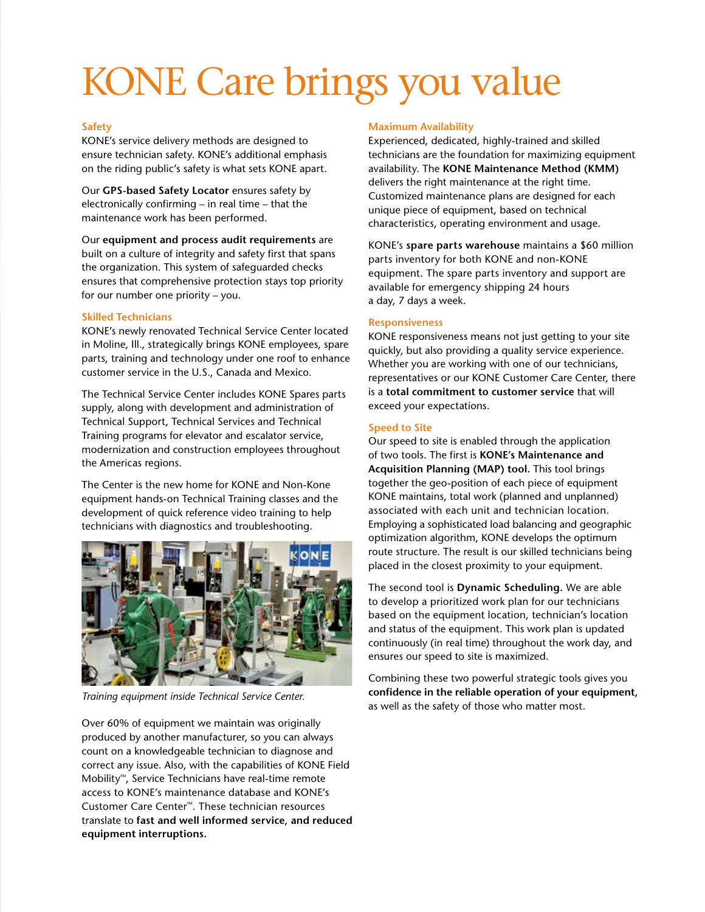# KONE Care brings you value

### Safety

KONE's service delivery methods are designed to ensure technician safety. KONE's additional emphasis on the riding public's safety is what sets KONE apart.

Our **GPS-based Safety Locator** ensures safety by electronically confirming – in real time – that the maintenance work has been performed.

Our **equipment and process audit requirements** are built on a culture of integrity and safety first that spans the organization. This system of safeguarded checks ensures that comprehensive protection stays top priority for our number one priority – you.

### Skilled Technicians

KONE's newly renovated Technical Service Center located in Moline, Ill., strategically brings KONE employees, spare parts, training and technology under one roof to enhance customer service in the U.S., Canada and Mexico.

The Technical Service Center includes KONE Spares parts supply, along with development and administration of Technical Support, Technical Services and Technical Training programs for elevator and escalator service, modernization and construction employees throughout the Americas regions.

The Center is the new home for KONE and Non-Kone equipment hands-on Technical Training classes and the development of quick reference video training to help technicians with diagnostics and troubleshooting.

*Training equipment inside Technical Service Center.*

Over 60% of equipment we maintain was originally produced by another manufacturer, so you can always count on a knowledgeable technician to diagnose and correct any issue. Also, with the capabilities of KONE Field Mobility™, Service Technicians have real-time remote access to KONE's maintenance database and KONE's Customer Care Center™. These technician resources translate to **fast and well informed service, and reduced equipment interruptions.**

### Maximum Availability

Experienced, dedicated, highly-trained and skilled technicians are the foundation for maximizing equipment availability. The **KONE Maintenance Method (KMM)** delivers the right maintenance at the right time. Customized maintenance plans are designed for each unique piece of equipment, based on technical characteristics, operating environment and usage.

KONE's **spare parts warehouse** maintains a $60 million parts inventory for both KONE and non-KONE equipment. The spare parts inventory and support are available for emergency shipping 24 hours a day, 7 days a week.

### Responsiveness

KONE responsiveness means not just getting to your site quickly, but also providing a quality service experience. Whether you are working with one of our technicians, representatives or our KONE Customer Care Center, there is a **total commitment to customer service** that will exceed your expectations.

### Speed to Site

Our speed to site is enabled through the application of two tools. The first is **KONE's Maintenance and Acquisition Planning (MAP) tool.** This tool brings together the geo-position of each piece of equipment KONE maintains, total work (planned and unplanned) associated with each unit and technician location. Employing a sophisticated load balancing and geographic optimization algorithm, KONE develops the optimum route structure. The result is our skilled technicians being placed in the closest proximity to your equipment.

The second tool is **Dynamic Scheduling.** We are able to develop a prioritized work plan for our technicians based on the equipment location, technician's location and status of the equipment. This work plan is updated continuously (in real time) throughout the work day, and ensures our speed to site is maximized.

Combining these two powerful strategic tools gives you **confidence in the reliable operation of your equipment,** as well as the safety of those who matter most.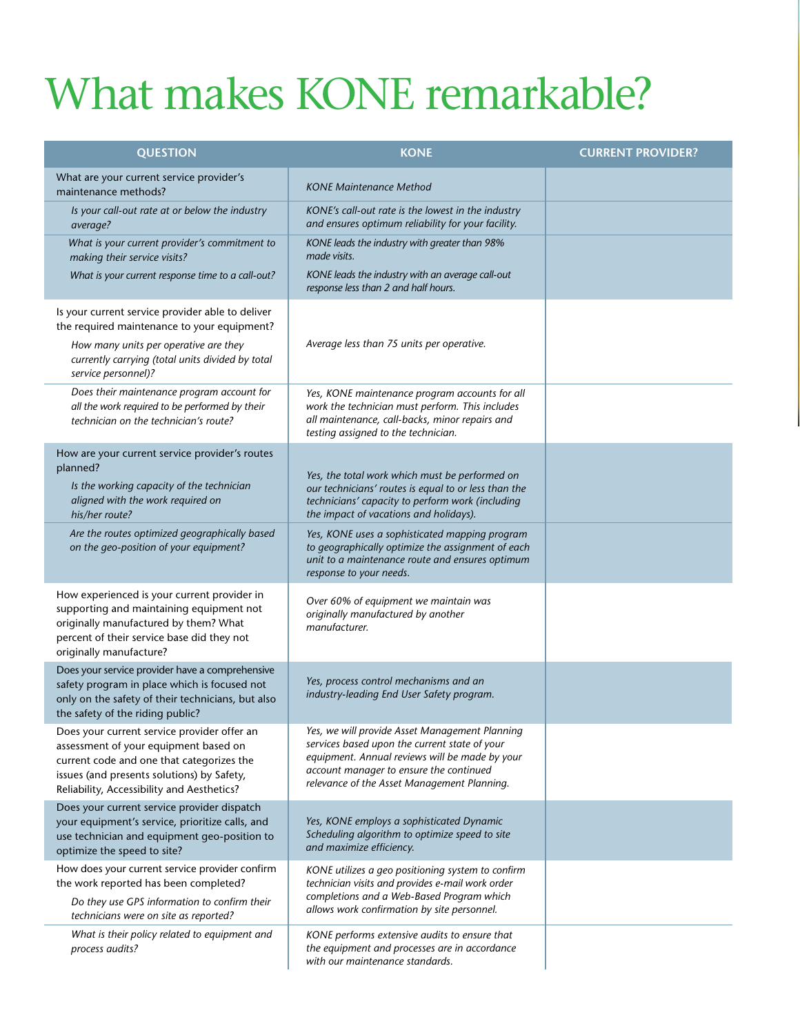# What makes KONE remarkable?

| QUESTION | KONE | CURRENT PROVIDER? |
|---|---|---|
| What are your current service provider's maintenance methods? | *KONE Maintenance Method* | |
| *Is your call-out rate at or below the industry average?* | *KONE's call-out rate is the lowest in the industry and ensures optimum reliability for your facility.* | |
| *What is your current provider's commitment to making their service visits?* | *KONE leads the industry with greater than 98% made visits.* | |
| *What is your current response time to a call-out?* | *KONE leads the industry with an average call-out response less than 2 and half hours.* | |
| Is your current service provider able to deliver the required maintenance to your equipment? *How many units per operative are they currently carrying (total units divided by total service personnel)?* | *Average less than 75 units per operative.* | |
| *Does their maintenance program account for all the work required to be performed by their technician on the technician's route?* | *Yes, KONE maintenance program accounts for all work the technician must perform. This includes all maintenance, call-backs, minor repairs and testing assigned to the technician.* | |
| How are your current service provider's routes planned? *Is the working capacity of the technician aligned with the work required on his/her route?* | *Yes, the total work which must be performed on our technicians' routes is equal to or less than the technicians' capacity to perform work (including the impact of vacations and holidays).* | |
| *Are the routes optimized geographically based on the geo-position of your equipment?* | *Yes, KONE uses a sophisticated mapping program to geographically optimize the assignment of each unit to a maintenance route and ensures optimum response to your needs.* | |
| How experienced is your current provider in supporting and maintaining equipment not originally manufactured by them? What percent of their service base did they not originally manufacture? | *Over 60% of equipment we maintain was originally manufactured by another manufacturer.* | |
| Does your service provider have a comprehensive safety program in place which is focused not only on the safety of their technicians, but also the safety of the riding public? | *Yes, process control mechanisms and an industry-leading End User Safety program.* | |
| Does your current service provider offer an assessment of your equipment based on current code and one that categorizes the issues (and presents solutions) by Safety, Reliability, Accessibility and Aesthetics? | *Yes, we will provide Asset Management Planning services based upon the current state of your equipment. Annual reviews will be made by your account manager to ensure the continued relevance of the Asset Management Planning.* | |
| Does your current service provider dispatch your equipment's service, prioritize calls, and use technician and equipment geo-position to optimize the speed to site? | *Yes, KONE employs a sophisticated Dynamic Scheduling algorithm to optimize speed to site and maximize efficiency.* | |
| How does your current service provider confirm the work reported has been completed? *Do they use GPS information to confirm their technicians were on site as reported?* | *KONE utilizes a geo positioning system to confirm technician visits and provides e-mail work order completions and a Web-Based Program which allows work confirmation by site personnel.* | |
| *What is their policy related to equipment and process audits?* | *KONE performs extensive audits to ensure that the equipment and processes are in accordance with our maintenance standards.* | |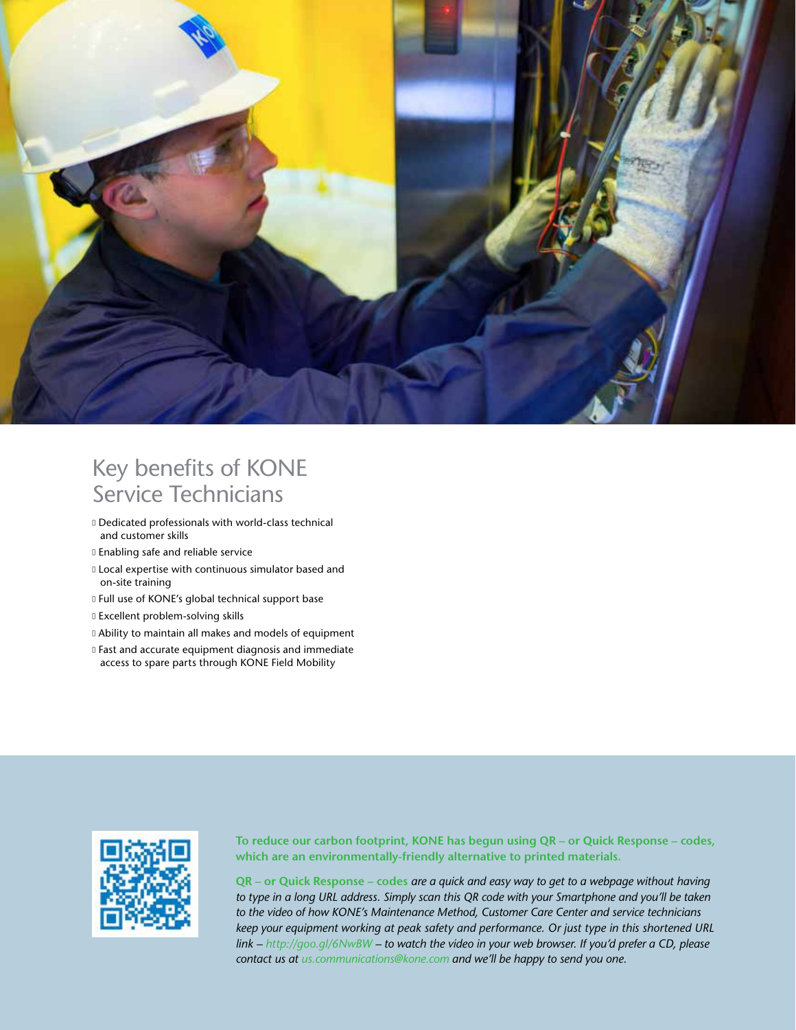## Key benefits of KONE Service Technicians

- Dedicated professionals with world-class technical and customer skills
- Enabling safe and reliable service
- Local expertise with continuous simulator based and on-site training
- Full use of KONE's global technical support base
- Excellent problem-solving skills
- Ability to maintain all makes and models of equipment
- Fast and accurate equipment diagnosis and immediate access to spare parts through KONE Field Mobility

**To reduce our carbon footprint, KONE has begun using QR – or Quick Response – codes, which are an environmentally-friendly alternative to printed materials.**

**QR – or Quick Response – codes** *are a quick and easy way to get to a webpage without having to type in a long URL address. Simply scan this QR code with your Smartphone and you'll be taken to the video of how KONE's Maintenance Method, Customer Care Center and service technicians keep your equipment working at peak safety and performance. Or just type in this shortened URL link – http://goo.gl/6NwBW – to watch the video in your web browser. If you'd prefer a CD, please contact us at us.communications@kone.com and we'll be happy to send you one.*